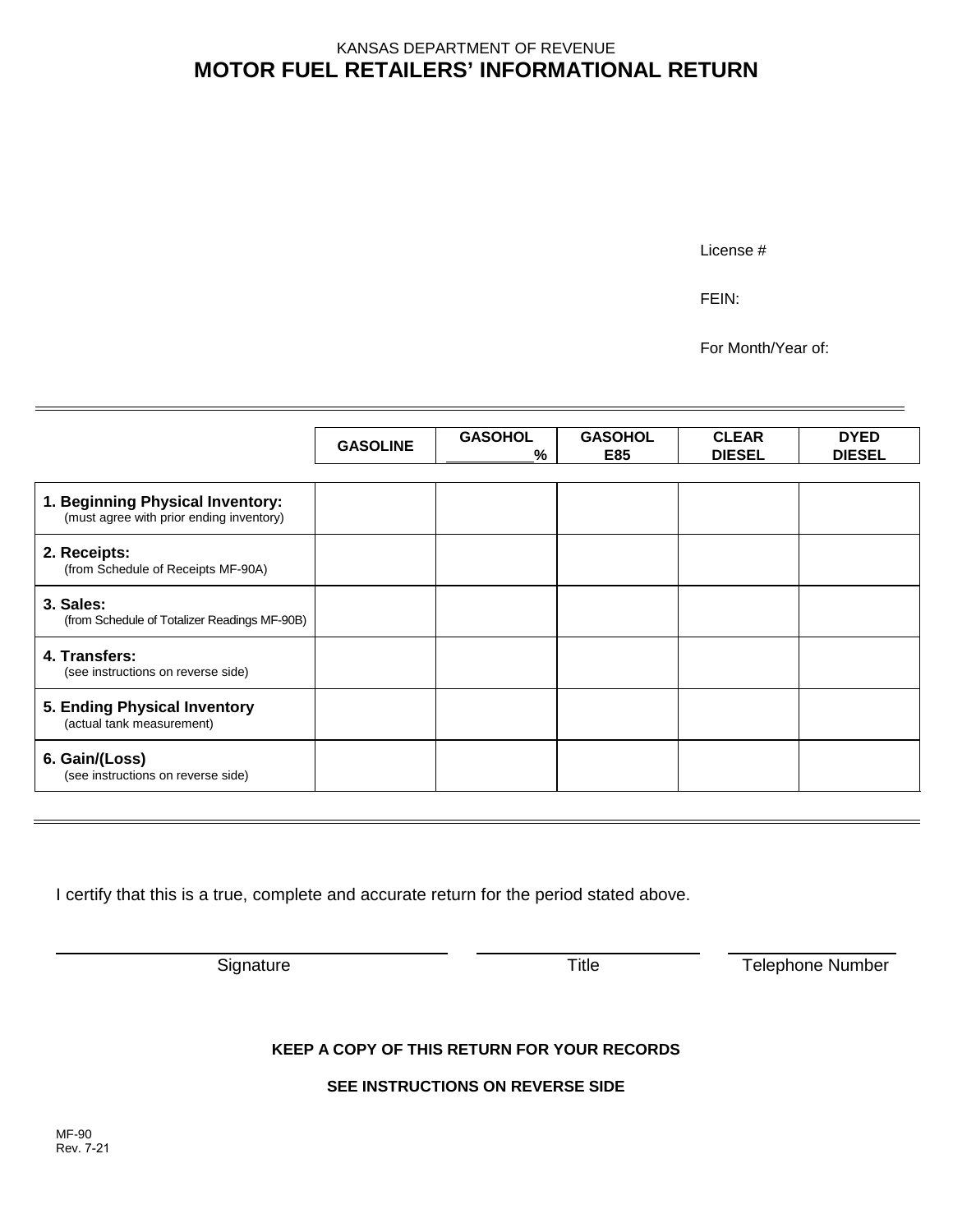KANSAS DEPARTMENT OF REVENUE

# MOTOR FUEL RETAILERS' INFORMATIONAL RETURN

License #

FEIN:

For Month/Year of:

| | GASOLINE | GASOHOL ____% | GASOHOL E85 | CLEAR DIESEL | DYED DIESEL |
|---|---|---|---|---|---|
| **1. Beginning Physical Inventory:** (must agree with prior ending inventory) | | | | | |
| **2. Receipts:** (from Schedule of Receipts MF-90A) | | | | | |
| **3. Sales:** (from Schedule of Totalizer Readings MF-90B) | | | | | |
| **4. Transfers:** (see instructions on reverse side) | | | | | |
| **5. Ending Physical Inventory** (actual tank measurement) | | | | | |
| **6. Gain/(Loss)** (see instructions on reverse side) | | | | | |

I certify that this is a true, complete and accurate return for the period stated above.

Signature ____________________ Title ____________________ Telephone Number ____________________

**KEEP A COPY OF THIS RETURN FOR YOUR RECORDS**

**SEE INSTRUCTIONS ON REVERSE SIDE**

MF-90
Rev. 7-21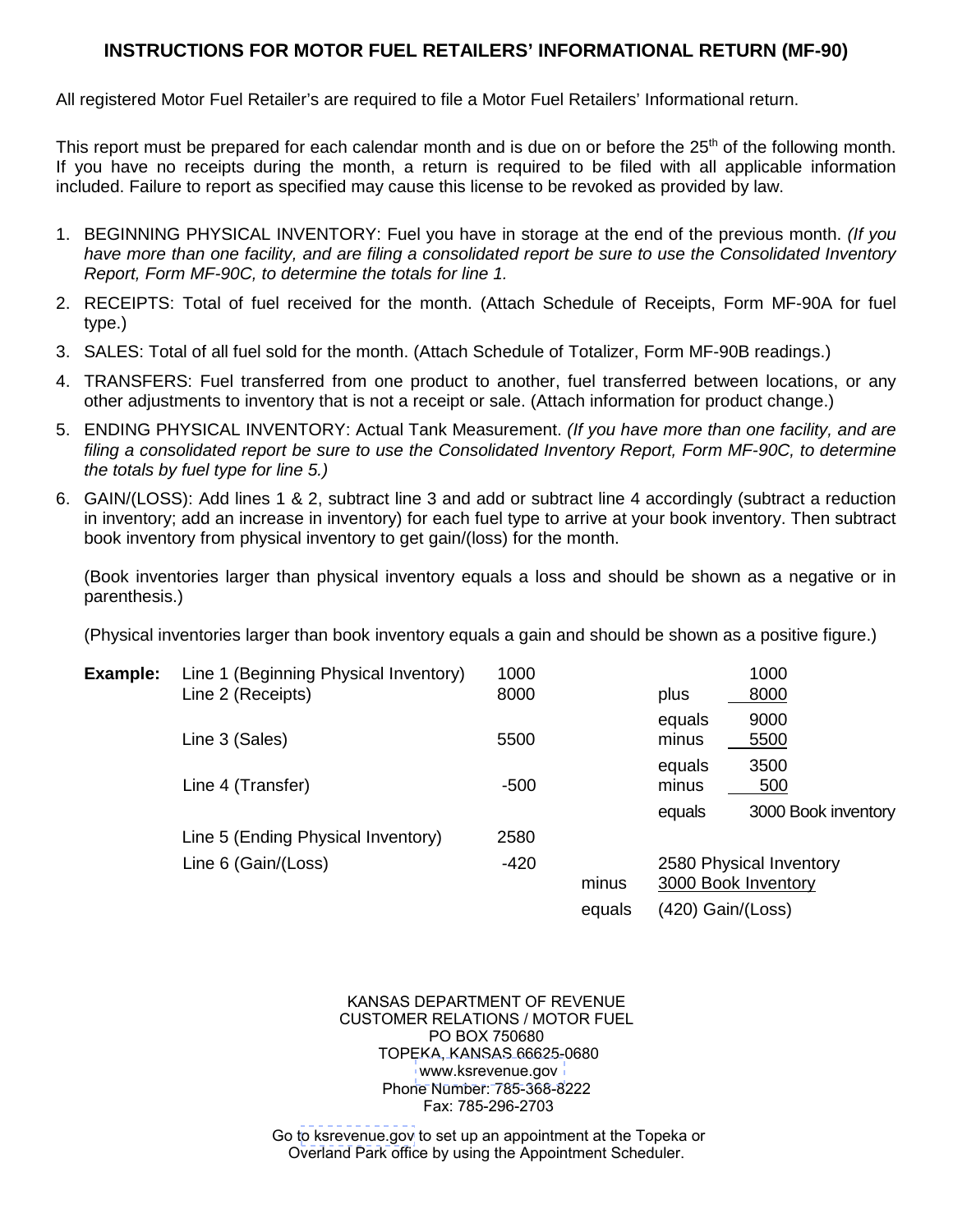## INSTRUCTIONS FOR MOTOR FUEL RETAILERS' INFORMATIONAL RETURN (MF-90)

All registered Motor Fuel Retailer's are required to file a Motor Fuel Retailers' Informational return.

This report must be prepared for each calendar month and is due on or before the 25th of the following month. If you have no receipts during the month, a return is required to be filed with all applicable information included. Failure to report as specified may cause this license to be revoked as provided by law.

1. BEGINNING PHYSICAL INVENTORY: Fuel you have in storage at the end of the previous month. *(If you have more than one facility, and are filing a consolidated report be sure to use the Consolidated Inventory Report, Form MF-90C, to determine the totals for line 1.*
2. RECEIPTS: Total of fuel received for the month. (Attach Schedule of Receipts, Form MF-90A for fuel type.)
3. SALES: Total of all fuel sold for the month. (Attach Schedule of Totalizer, Form MF-90B readings.)
4. TRANSFERS: Fuel transferred from one product to another, fuel transferred between locations, or any other adjustments to inventory that is not a receipt or sale. (Attach information for product change.)
5. ENDING PHYSICAL INVENTORY: Actual Tank Measurement. *(If you have more than one facility, and are filing a consolidated report be sure to use the Consolidated Inventory Report, Form MF-90C, to determine the totals by fuel type for line 5.)*
6. GAIN/(LOSS): Add lines 1 & 2, subtract line 3 and add or subtract line 4 accordingly (subtract a reduction in inventory; add an increase in inventory) for each fuel type to arrive at your book inventory. Then subtract book inventory from physical inventory to get gain/(loss) for the month.

   (Book inventories larger than physical inventory equals a loss and should be shown as a negative or in parenthesis.)

   (Physical inventories larger than book inventory equals a gain and should be shown as a positive figure.)

| | | | | | |
|---|---|---|---|---|---|
| **Example:** | Line 1 (Beginning Physical Inventory) | 1000 | | | 1000 |
| | Line 2 (Receipts) | 8000 | | plus | 8000 |
| | | | | equals | 9000 |
| | Line 3 (Sales) | 5500 | | minus | 5500 |
| | | | | equals | 3500 |
| | Line 4 (Transfer) | -500 | | minus | 500 |
| | | | | equals | 3000 Book inventory |
| | Line 5 (Ending Physical Inventory) | 2580 | | | |
| | Line 6 (Gain/(Loss) | -420 | | 2580 Physical Inventory | |
| | | | minus | 3000 Book Inventory | |
| | | | equals | (420) Gain/(Loss) | |

KANSAS DEPARTMENT OF REVENUE
CUSTOMER RELATIONS / MOTOR FUEL
PO BOX 750680
TOPEKA, KANSAS 66625-0680
www.ksrevenue.gov
Phone Number: 785-368-8222
Fax: 785-296-2703

Go to ksrevenue.gov to set up an appointment at the Topeka or Overland Park office by using the Appointment Scheduler.